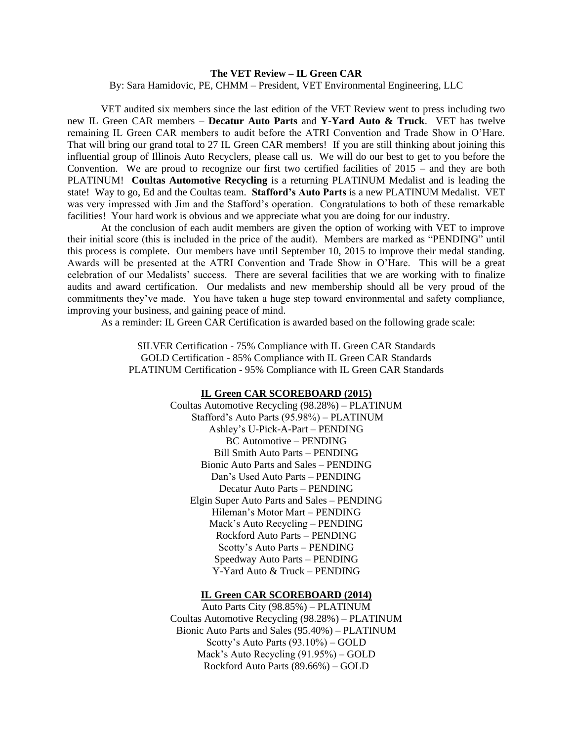**The VET Review – IL Green CAR**

By: Sara Hamidovic, PE, CHMM – President, VET Environmental Engineering, LLC

VET audited six members since the last edition of the VET Review went to press including two new IL Green CAR members – **Decatur Auto Parts** and **Y-Yard Auto & Truck**. VET has twelve remaining IL Green CAR members to audit before the ATRI Convention and Trade Show in O'Hare. That will bring our grand total to 27 IL Green CAR members! If you are still thinking about joining this influential group of Illinois Auto Recyclers, please call us. We will do our best to get to you before the Convention. We are proud to recognize our first two certified facilities of 2015 – and they are both PLATINUM! **Coultas Automotive Recycling** is a returning PLATINUM Medalist and is leading the state! Way to go, Ed and the Coultas team. **Stafford's Auto Parts** is a new PLATINUM Medalist. VET was very impressed with Jim and the Stafford's operation. Congratulations to both of these remarkable facilities! Your hard work is obvious and we appreciate what you are doing for our industry.

At the conclusion of each audit members are given the option of working with VET to improve their initial score (this is included in the price of the audit). Members are marked as "PENDING" until this process is complete. Our members have until September 10, 2015 to improve their medal standing. Awards will be presented at the ATRI Convention and Trade Show in O'Hare. This will be a great celebration of our Medalists' success. There are several facilities that we are working with to finalize audits and award certification. Our medalists and new membership should all be very proud of the commitments they've made. You have taken a huge step toward environmental and safety compliance, improving your business, and gaining peace of mind.

As a reminder: IL Green CAR Certification is awarded based on the following grade scale:

SILVER Certification - 75% Compliance with IL Green CAR Standards
GOLD Certification - 85% Compliance with IL Green CAR Standards
PLATINUM Certification - 95% Compliance with IL Green CAR Standards

**IL Green CAR SCOREBOARD (2015)**

Coultas Automotive Recycling (98.28%) – PLATINUM
Stafford's Auto Parts (95.98%) – PLATINUM
Ashley's U-Pick-A-Part – PENDING
BC Automotive – PENDING
Bill Smith Auto Parts – PENDING
Bionic Auto Parts and Sales – PENDING
Dan's Used Auto Parts – PENDING
Decatur Auto Parts – PENDING
Elgin Super Auto Parts and Sales – PENDING
Hileman's Motor Mart – PENDING
Mack's Auto Recycling – PENDING
Rockford Auto Parts – PENDING
Scotty's Auto Parts – PENDING
Speedway Auto Parts – PENDING
Y-Yard Auto & Truck – PENDING

**IL Green CAR SCOREBOARD (2014)**

Auto Parts City (98.85%) – PLATINUM
Coultas Automotive Recycling (98.28%) – PLATINUM
Bionic Auto Parts and Sales (95.40%) – PLATINUM
Scotty's Auto Parts (93.10%) – GOLD
Mack's Auto Recycling (91.95%) – GOLD
Rockford Auto Parts (89.66%) – GOLD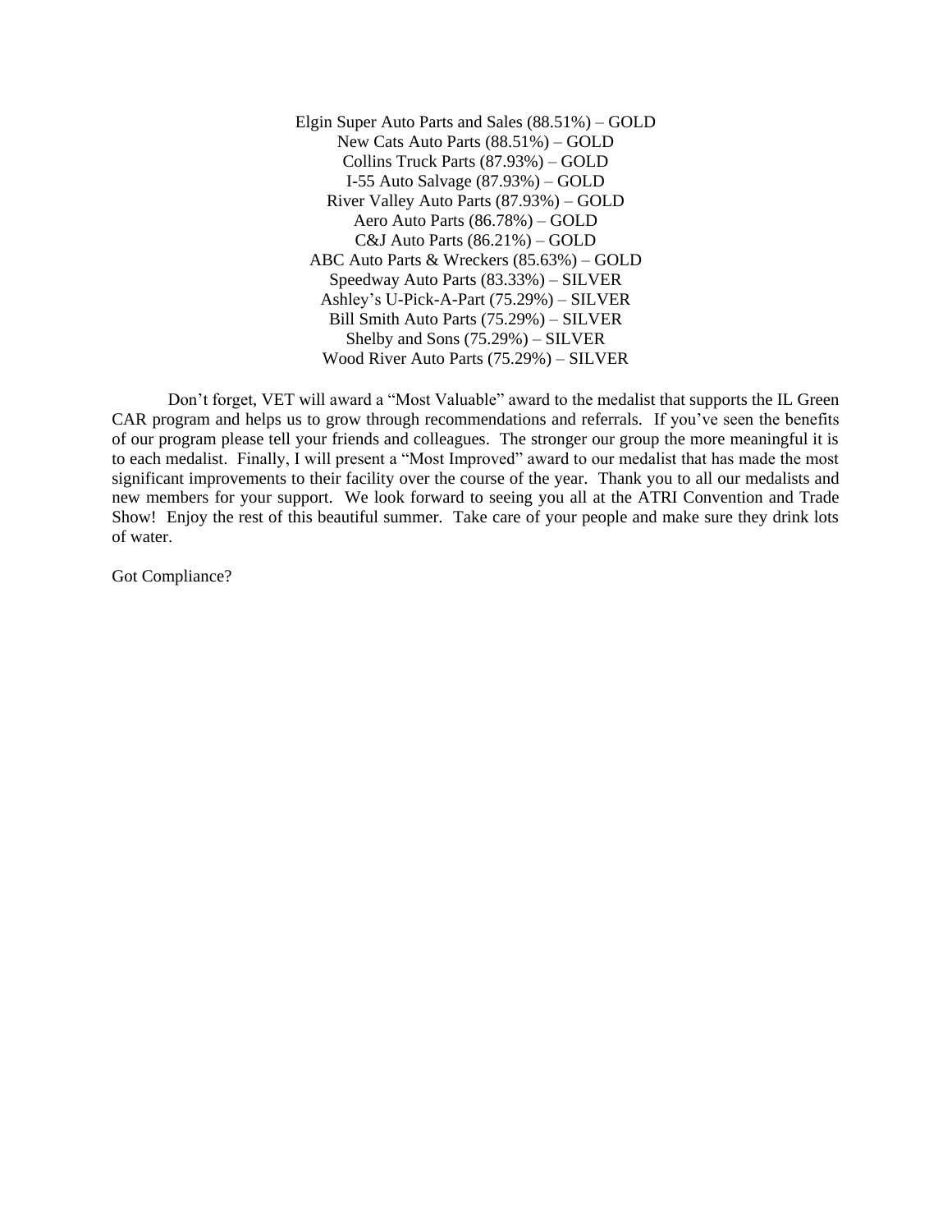Elgin Super Auto Parts and Sales (88.51%) – GOLD
New Cats Auto Parts (88.51%) – GOLD
Collins Truck Parts (87.93%) – GOLD
I-55 Auto Salvage (87.93%) – GOLD
River Valley Auto Parts (87.93%) – GOLD
Aero Auto Parts (86.78%) – GOLD
C&J Auto Parts (86.21%) – GOLD
ABC Auto Parts & Wreckers (85.63%) – GOLD
Speedway Auto Parts (83.33%) – SILVER
Ashley's U-Pick-A-Part (75.29%) – SILVER
Bill Smith Auto Parts (75.29%) – SILVER
Shelby and Sons (75.29%) – SILVER
Wood River Auto Parts (75.29%) – SILVER

Don't forget, VET will award a "Most Valuable" award to the medalist that supports the IL Green CAR program and helps us to grow through recommendations and referrals. If you've seen the benefits of our program please tell your friends and colleagues. The stronger our group the more meaningful it is to each medalist. Finally, I will present a "Most Improved" award to our medalist that has made the most significant improvements to their facility over the course of the year. Thank you to all our medalists and new members for your support. We look forward to seeing you all at the ATRI Convention and Trade Show! Enjoy the rest of this beautiful summer. Take care of your people and make sure they drink lots of water.

Got Compliance?